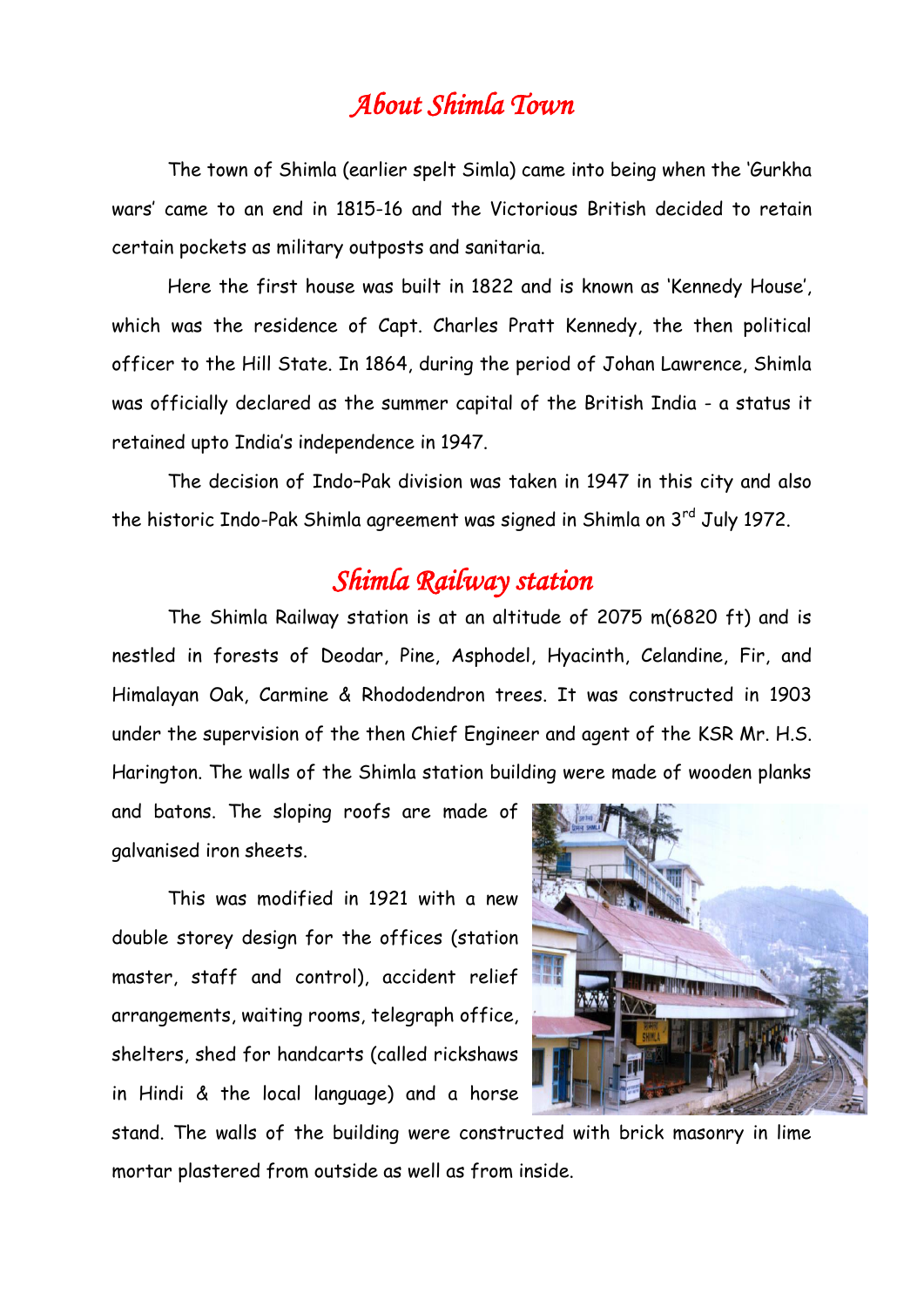# About Shimla Town

The town of Shimla (earlier spelt Simla) came into being when the 'Gurkha wars' came to an end in 1815-16 and the Victorious British decided to retain certain pockets as military outposts and sanitaria.

Here the first house was built in 1822 and is known as 'Kennedy House', which was the residence of Capt. Charles Pratt Kennedy, the then political officer to the Hill State. In 1864, during the period of Johan Lawrence, Shimla was officially declared as the summer capital of the British India - a status it retained upto India's independence in 1947.

The decision of Indo–Pak division was taken in 1947 in this city and also the historic Indo-Pak Shimla agreement was signed in Shimla on 3rd July 1972.

# Shimla Railway station

The Shimla Railway station is at an altitude of 2075 m(6820 ft) and is nestled in forests of Deodar, Pine, Asphodel, Hyacinth, Celandine, Fir, and Himalayan Oak, Carmine & Rhododendron trees. It was constructed in 1903 under the supervision of the then Chief Engineer and agent of the KSR Mr. H.S. Harington. The walls of the Shimla station building were made of wooden planks and batons. The sloping roofs are made of galvanised iron sheets.

This was modified in 1921 with a new double storey design for the offices (station master, staff and control), accident relief arrangements, waiting rooms, telegraph office, shelters, shed for handcarts (called rickshaws in Hindi & the local language) and a horse stand. The walls of the building were constructed with brick masonry in lime mortar plastered from outside as well as from inside.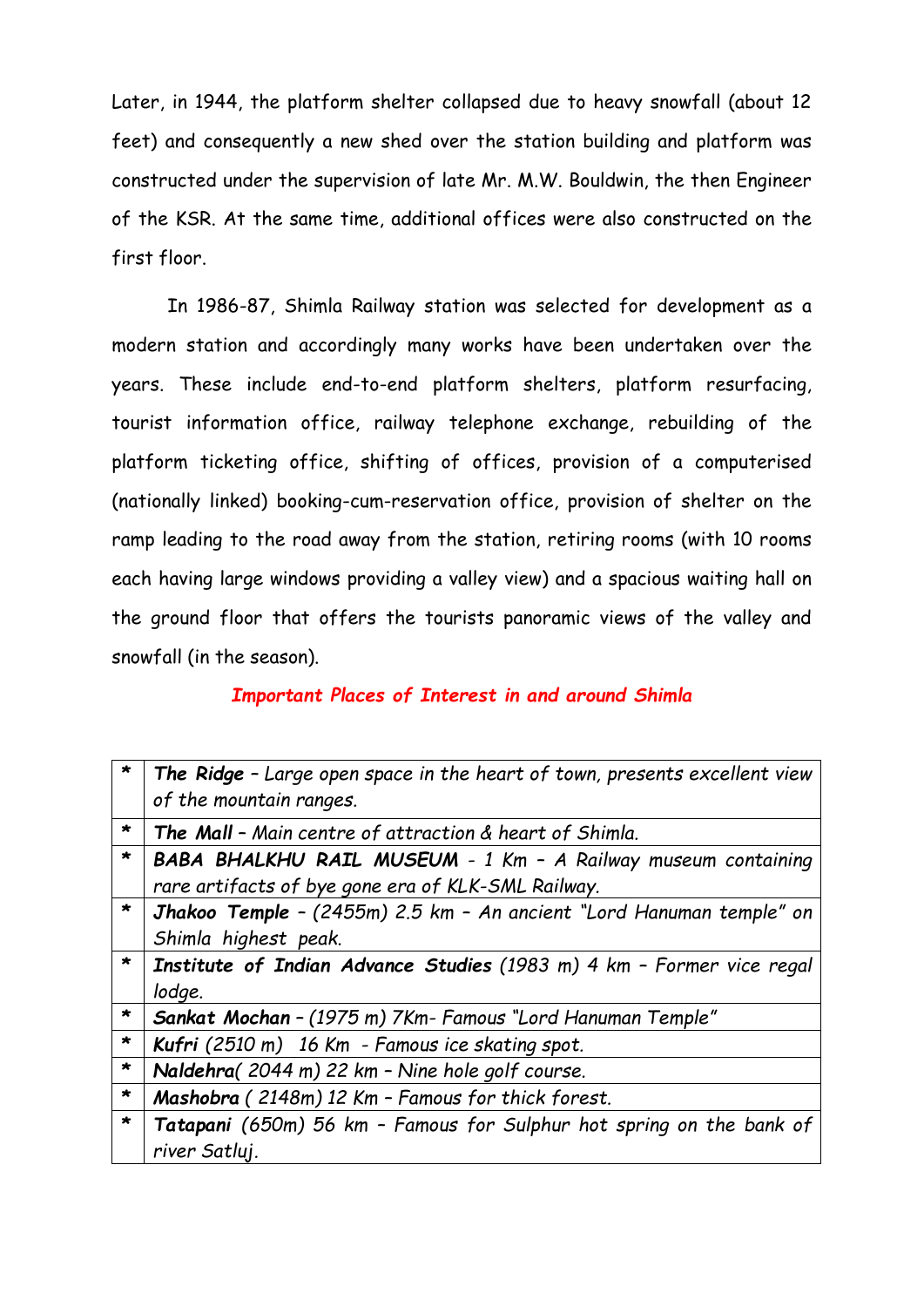Later, in 1944, the platform shelter collapsed due to heavy snowfall (about 12 feet) and consequently a new shed over the station building and platform was constructed under the supervision of late Mr. M.W. Bouldwin, the then Engineer of the KSR. At the same time, additional offices were also constructed on the first floor.

In 1986-87, Shimla Railway station was selected for development as a modern station and accordingly many works have been undertaken over the years. These include end-to-end platform shelters, platform resurfacing, tourist information office, railway telephone exchange, rebuilding of the platform ticketing office, shifting of offices, provision of a computerised (nationally linked) booking-cum-reservation office, provision of shelter on the ramp leading to the road away from the station, retiring rooms (with 10 rooms each having large windows providing a valley view) and a spacious waiting hall on the ground floor that offers the tourists panoramic views of the valley and snowfall (in the season).

## *Important Places of Interest in and around Shimla*

| | |
|---|---|
| * | ***The Ridge*** *– Large open space in the heart of town, presents excellent view of the mountain ranges.* |
| * | ***The Mall*** *– Main centre of attraction & heart of Shimla.* |
| * | ***BABA BHALKHU RAIL MUSEUM*** *- 1 Km – A Railway museum containing rare artifacts of bye gone era of KLK-SML Railway.* |
| * | ***Jhakoo Temple*** *– (2455m) 2.5 km – An ancient "Lord Hanuman temple" on Shimla highest peak.* |
| * | ***Institute of Indian Advance Studies*** *(1983 m) 4 km – Former vice regal lodge.* |
| * | ***Sankat Mochan*** *– (1975 m) 7Km- Famous "Lord Hanuman Temple"* |
| * | ***Kufri*** *(2510 m) 16 Km - Famous ice skating spot.* |
| * | ***Naldehra*** *( 2044 m) 22 km – Nine hole golf course.* |
| * | ***Mashobra*** *( 2148m) 12 Km – Famous for thick forest.* |
| * | ***Tatapani*** *(650m) 56 km – Famous for Sulphur hot spring on the bank of river Satluj.* |